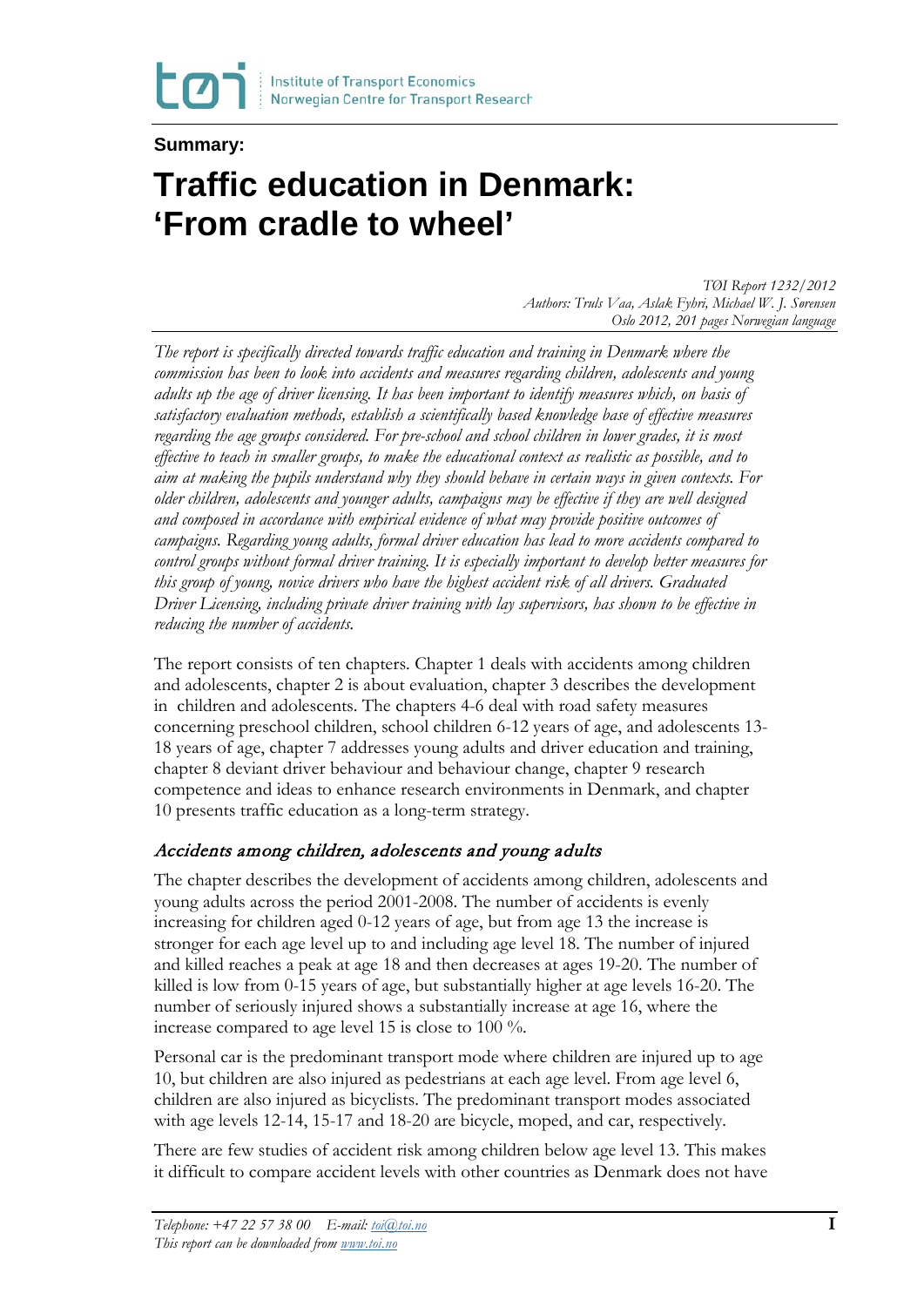Institute of Transport Economics
Norwegian Centre for Transport Research

**Summary:**

# Traffic education in Denmark: 'From cradle to wheel'

*TØI Report 1232/2012*
*Authors: Truls Vaa, Aslak Fyhri, Michael W. J. Sørensen*
*Oslo 2012, 201 pages Norwegian language*

*The report is specifically directed towards traffic education and training in Denmark where the commission has been to look into accidents and measures regarding children, adolescents and young adults up the age of driver licensing. It has been important to identify measures which, on basis of satisfactory evaluation methods, establish a scientifically based knowledge base of effective measures regarding the age groups considered. For pre-school and school children in lower grades, it is most effective to teach in smaller groups, to make the educational context as realistic as possible, and to aim at making the pupils understand why they should behave in certain ways in given contexts. For older children, adolescents and younger adults, campaigns may be effective if they are well designed and composed in accordance with empirical evidence of what may provide positive outcomes of campaigns. Regarding young adults, formal driver education has lead to more accidents compared to control groups without formal driver training. It is especially important to develop better measures for this group of young, novice drivers who have the highest accident risk of all drivers. Graduated Driver Licensing, including private driver training with lay supervisors, has shown to be effective in reducing the number of accidents.*

The report consists of ten chapters. Chapter 1 deals with accidents among children and adolescents, chapter 2 is about evaluation, chapter 3 describes the development in children and adolescents. The chapters 4-6 deal with road safety measures concerning preschool children, school children 6-12 years of age, and adolescents 13-18 years of age, chapter 7 addresses young adults and driver education and training, chapter 8 deviant driver behaviour and behaviour change, chapter 9 research competence and ideas to enhance research environments in Denmark, and chapter 10 presents traffic education as a long-term strategy.

### *Accidents among children, adolescents and young adults*

The chapter describes the development of accidents among children, adolescents and young adults across the period 2001-2008. The number of accidents is evenly increasing for children aged 0-12 years of age, but from age 13 the increase is stronger for each age level up to and including age level 18. The number of injured and killed reaches a peak at age 18 and then decreases at ages 19-20. The number of killed is low from 0-15 years of age, but substantially higher at age levels 16-20. The number of seriously injured shows a substantially increase at age 16, where the increase compared to age level 15 is close to 100 %.

Personal car is the predominant transport mode where children are injured up to age 10, but children are also injured as pedestrians at each age level. From age level 6, children are also injured as bicyclists. The predominant transport modes associated with age levels 12-14, 15-17 and 18-20 are bicycle, moped, and car, respectively.

There are few studies of accident risk among children below age level 13. This makes it difficult to compare accident levels with other countries as Denmark does not have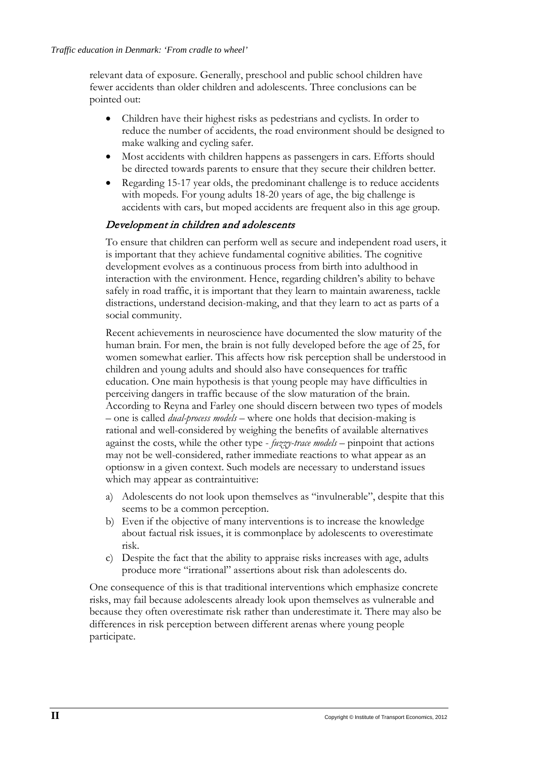relevant data of exposure. Generally, preschool and public school children have fewer accidents than older children and adolescents. Three conclusions can be pointed out:

- Children have their highest risks as pedestrians and cyclists. In order to reduce the number of accidents, the road environment should be designed to make walking and cycling safer.
- Most accidents with children happens as passengers in cars. Efforts should be directed towards parents to ensure that they secure their children better.
- Regarding 15-17 year olds, the predominant challenge is to reduce accidents with mopeds. For young adults 18-20 years of age, the big challenge is accidents with cars, but moped accidents are frequent also in this age group.

### *Development in children and adolescents*

To ensure that children can perform well as secure and independent road users, it is important that they achieve fundamental cognitive abilities. The cognitive development evolves as a continuous process from birth into adulthood in interaction with the environment. Hence, regarding children's ability to behave safely in road traffic, it is important that they learn to maintain awareness, tackle distractions, understand decision-making, and that they learn to act as parts of a social community.

Recent achievements in neuroscience have documented the slow maturity of the human brain. For men, the brain is not fully developed before the age of 25, for women somewhat earlier. This affects how risk perception shall be understood in children and young adults and should also have consequences for traffic education. One main hypothesis is that young people may have difficulties in perceiving dangers in traffic because of the slow maturation of the brain. According to Reyna and Farley one should discern between two types of models – one is called *dual-process models* – where one holds that decision-making is rational and well-considered by weighing the benefits of available alternatives against the costs, while the other type - *fuzzy-trace models* – pinpoint that actions may not be well-considered, rather immediate reactions to what appear as an optionsw in a given context. Such models are necessary to understand issues which may appear as contraintuitive:

a) Adolescents do not look upon themselves as "invulnerable", despite that this seems to be a common perception.
b) Even if the objective of many interventions is to increase the knowledge about factual risk issues, it is commonplace by adolescents to overestimate risk.
c) Despite the fact that the ability to appraise risks increases with age, adults produce more "irrational" assertions about risk than adolescents do.

One consequence of this is that traditional interventions which emphasize concrete risks, may fail because adolescents already look upon themselves as vulnerable and because they often overestimate risk rather than underestimate it. There may also be differences in risk perception between different arenas where young people participate.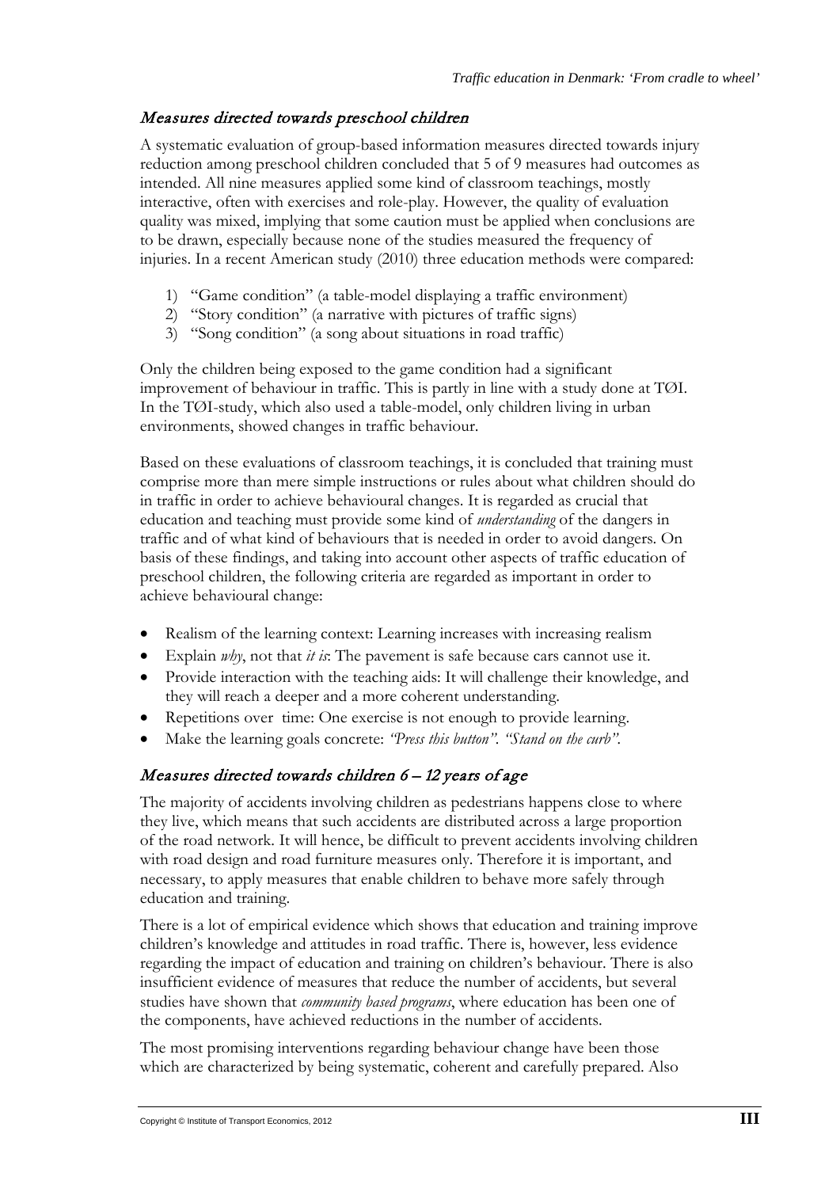## *Measures directed towards preschool children*

A systematic evaluation of group-based information measures directed towards injury reduction among preschool children concluded that 5 of 9 measures had outcomes as intended. All nine measures applied some kind of classroom teachings, mostly interactive, often with exercises and role-play. However, the quality of evaluation quality was mixed, implying that some caution must be applied when conclusions are to be drawn, especially because none of the studies measured the frequency of injuries. In a recent American study (2010) three education methods were compared:

1) "Game condition" (a table-model displaying a traffic environment)
2) "Story condition" (a narrative with pictures of traffic signs)
3) "Song condition" (a song about situations in road traffic)

Only the children being exposed to the game condition had a significant improvement of behaviour in traffic. This is partly in line with a study done at TØI. In the TØI-study, which also used a table-model, only children living in urban environments, showed changes in traffic behaviour.

Based on these evaluations of classroom teachings, it is concluded that training must comprise more than mere simple instructions or rules about what children should do in traffic in order to achieve behavioural changes. It is regarded as crucial that education and teaching must provide some kind of *understanding* of the dangers in traffic and of what kind of behaviours that is needed in order to avoid dangers. On basis of these findings, and taking into account other aspects of traffic education of preschool children, the following criteria are regarded as important in order to achieve behavioural change:

- Realism of the learning context: Learning increases with increasing realism
- Explain *why*, not that *it is*: The pavement is safe because cars cannot use it.
- Provide interaction with the teaching aids: It will challenge their knowledge, and they will reach a deeper and a more coherent understanding.
- Repetitions over time: One exercise is not enough to provide learning.
- Make the learning goals concrete: *"Press this button". "Stand on the curb".*

## *Measures directed towards children 6 – 12 years of age*

The majority of accidents involving children as pedestrians happens close to where they live, which means that such accidents are distributed across a large proportion of the road network. It will hence, be difficult to prevent accidents involving children with road design and road furniture measures only. Therefore it is important, and necessary, to apply measures that enable children to behave more safely through education and training.

There is a lot of empirical evidence which shows that education and training improve children's knowledge and attitudes in road traffic. There is, however, less evidence regarding the impact of education and training on children's behaviour. There is also insufficient evidence of measures that reduce the number of accidents, but several studies have shown that *community based programs*, where education has been one of the components, have achieved reductions in the number of accidents.

The most promising interventions regarding behaviour change have been those which are characterized by being systematic, coherent and carefully prepared. Also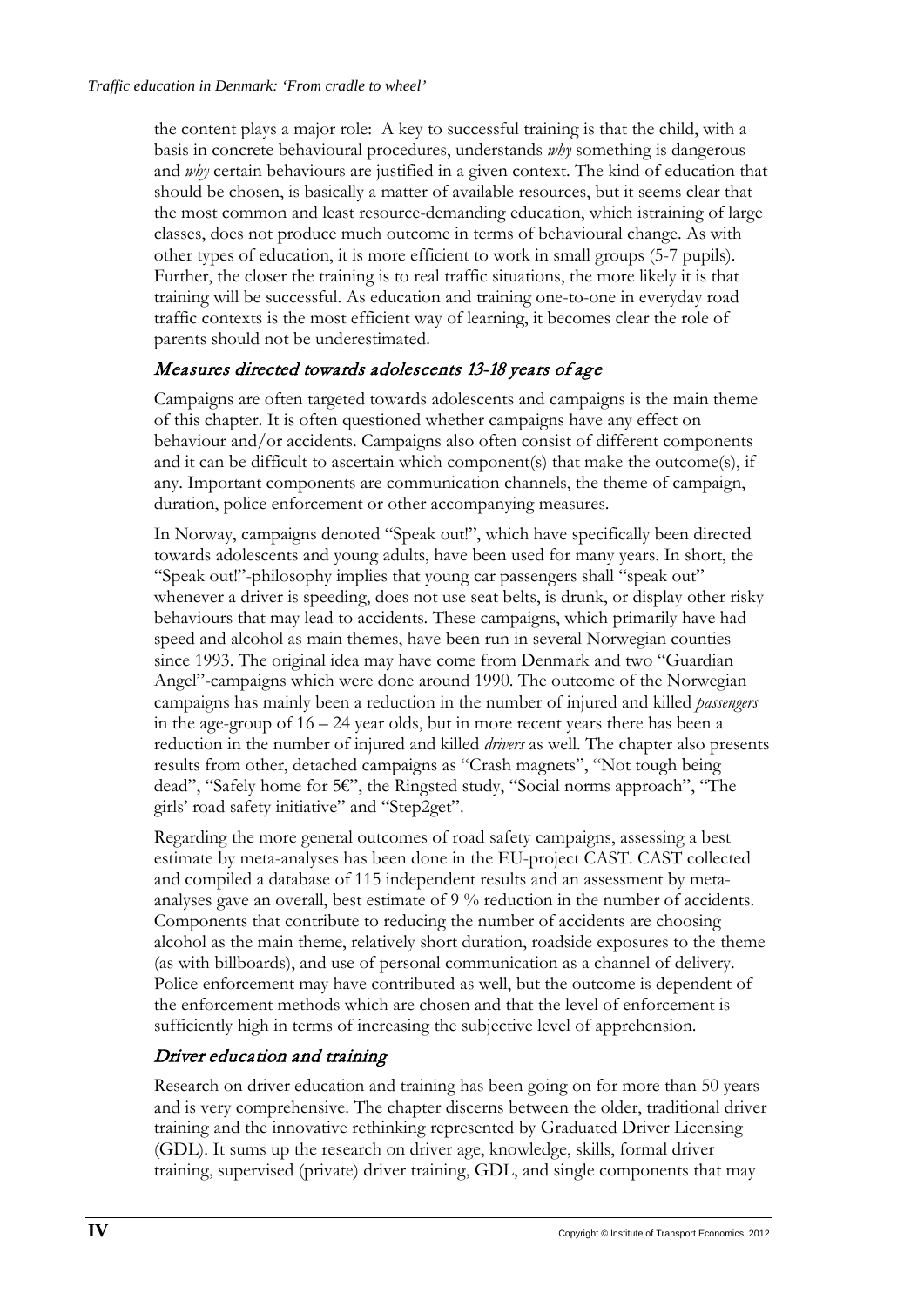the content plays a major role: A key to successful training is that the child, with a basis in concrete behavioural procedures, understands *why* something is dangerous and *why* certain behaviours are justified in a given context. The kind of education that should be chosen, is basically a matter of available resources, but it seems clear that the most common and least resource-demanding education, which istraining of large classes, does not produce much outcome in terms of behavioural change. As with other types of education, it is more efficient to work in small groups (5-7 pupils). Further, the closer the training is to real traffic situations, the more likely it is that training will be successful. As education and training one-to-one in everyday road traffic contexts is the most efficient way of learning, it becomes clear the role of parents should not be underestimated.

## *Measures directed towards adolescents 13-18 years of age*

Campaigns are often targeted towards adolescents and campaigns is the main theme of this chapter. It is often questioned whether campaigns have any effect on behaviour and/or accidents. Campaigns also often consist of different components and it can be difficult to ascertain which component(s) that make the outcome(s), if any. Important components are communication channels, the theme of campaign, duration, police enforcement or other accompanying measures.

In Norway, campaigns denoted "Speak out!", which have specifically been directed towards adolescents and young adults, have been used for many years. In short, the "Speak out!"-philosophy implies that young car passengers shall "speak out" whenever a driver is speeding, does not use seat belts, is drunk, or display other risky behaviours that may lead to accidents. These campaigns, which primarily have had speed and alcohol as main themes, have been run in several Norwegian counties since 1993. The original idea may have come from Denmark and two "Guardian Angel"-campaigns which were done around 1990. The outcome of the Norwegian campaigns has mainly been a reduction in the number of injured and killed *passengers* in the age-group of 16 – 24 year olds, but in more recent years there has been a reduction in the number of injured and killed *drivers* as well. The chapter also presents results from other, detached campaigns as "Crash magnets", "Not tough being dead", "Safely home for 5€", the Ringsted study, "Social norms approach", "The girls' road safety initiative" and "Step2get".

Regarding the more general outcomes of road safety campaigns, assessing a best estimate by meta-analyses has been done in the EU-project CAST. CAST collected and compiled a database of 115 independent results and an assessment by meta-analyses gave an overall, best estimate of 9 % reduction in the number of accidents. Components that contribute to reducing the number of accidents are choosing alcohol as the main theme, relatively short duration, roadside exposures to the theme (as with billboards), and use of personal communication as a channel of delivery. Police enforcement may have contributed as well, but the outcome is dependent of the enforcement methods which are chosen and that the level of enforcement is sufficiently high in terms of increasing the subjective level of apprehension.

## *Driver education and training*

Research on driver education and training has been going on for more than 50 years and is very comprehensive. The chapter discerns between the older, traditional driver training and the innovative rethinking represented by Graduated Driver Licensing (GDL). It sums up the research on driver age, knowledge, skills, formal driver training, supervised (private) driver training, GDL, and single components that may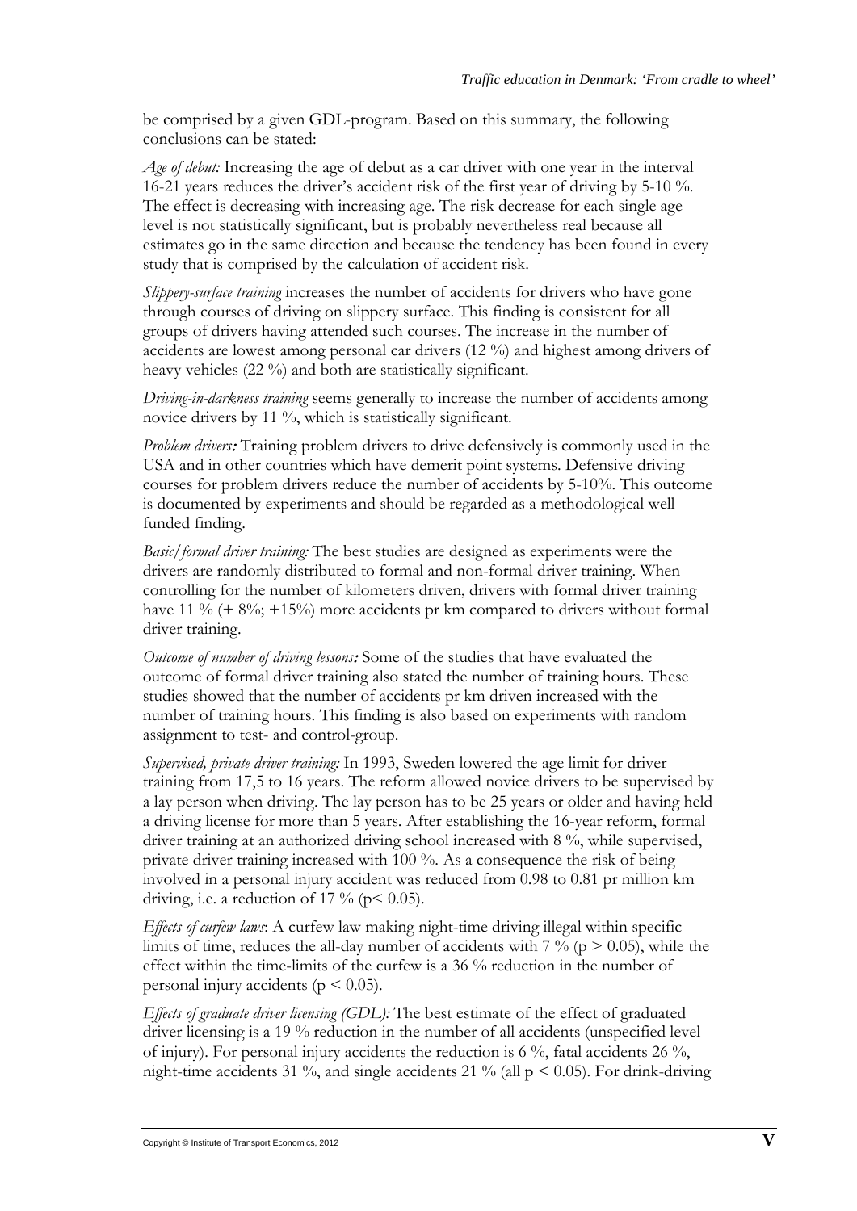be comprised by a given GDL-program. Based on this summary, the following conclusions can be stated:

*Age of debut:* Increasing the age of debut as a car driver with one year in the interval 16-21 years reduces the driver's accident risk of the first year of driving by 5-10 %. The effect is decreasing with increasing age. The risk decrease for each single age level is not statistically significant, but is probably nevertheless real because all estimates go in the same direction and because the tendency has been found in every study that is comprised by the calculation of accident risk.

*Slippery-surface training* increases the number of accidents for drivers who have gone through courses of driving on slippery surface. This finding is consistent for all groups of drivers having attended such courses. The increase in the number of accidents are lowest among personal car drivers (12 %) and highest among drivers of heavy vehicles (22 %) and both are statistically significant.

*Driving-in-darkness training* seems generally to increase the number of accidents among novice drivers by 11 %, which is statistically significant.

*Problem drivers:* Training problem drivers to drive defensively is commonly used in the USA and in other countries which have demerit point systems. Defensive driving courses for problem drivers reduce the number of accidents by 5-10%. This outcome is documented by experiments and should be regarded as a methodological well funded finding.

*Basic/formal driver training:* The best studies are designed as experiments were the drivers are randomly distributed to formal and non-formal driver training. When controlling for the number of kilometers driven, drivers with formal driver training have 11 % (+ 8%; +15%) more accidents pr km compared to drivers without formal driver training.

*Outcome of number of driving lessons:* Some of the studies that have evaluated the outcome of formal driver training also stated the number of training hours. These studies showed that the number of accidents pr km driven increased with the number of training hours. This finding is also based on experiments with random assignment to test- and control-group.

*Supervised, private driver training:* In 1993, Sweden lowered the age limit for driver training from 17,5 to 16 years. The reform allowed novice drivers to be supervised by a lay person when driving. The lay person has to be 25 years or older and having held a driving license for more than 5 years. After establishing the 16-year reform, formal driver training at an authorized driving school increased with 8 %, while supervised, private driver training increased with 100 %. As a consequence the risk of being involved in a personal injury accident was reduced from 0.98 to 0.81 pr million km driving, i.e. a reduction of 17 % ($p < 0.05$).

*Effects of curfew laws*: A curfew law making night-time driving illegal within specific limits of time, reduces the all-day number of accidents with 7 % ($p > 0.05$), while the effect within the time-limits of the curfew is a 36 % reduction in the number of personal injury accidents ($p < 0.05$).

*Effects of graduate driver licensing (GDL):* The best estimate of the effect of graduated driver licensing is a 19 % reduction in the number of all accidents (unspecified level of injury). For personal injury accidents the reduction is 6 %, fatal accidents 26 %, night-time accidents 31 %, and single accidents 21 % (all $p < 0.05$). For drink-driving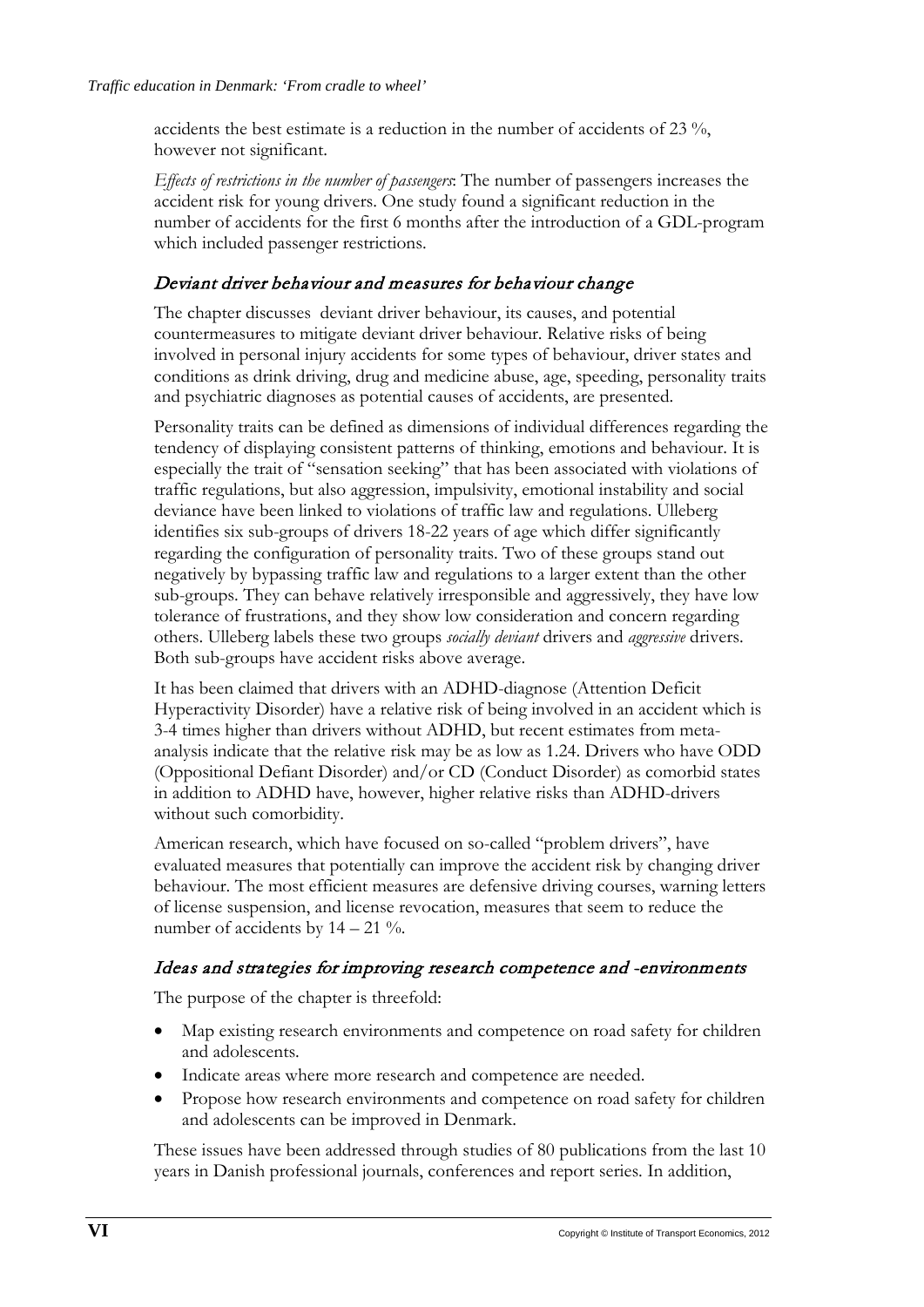accidents the best estimate is a reduction in the number of accidents of 23 %, however not significant.

*Effects of restrictions in the number of passengers*: The number of passengers increases the accident risk for young drivers. One study found a significant reduction in the number of accidents for the first 6 months after the introduction of a GDL-program which included passenger restrictions.

### Deviant driver behaviour and measures for behaviour change

The chapter discusses deviant driver behaviour, its causes, and potential countermeasures to mitigate deviant driver behaviour. Relative risks of being involved in personal injury accidents for some types of behaviour, driver states and conditions as drink driving, drug and medicine abuse, age, speeding, personality traits and psychiatric diagnoses as potential causes of accidents, are presented.

Personality traits can be defined as dimensions of individual differences regarding the tendency of displaying consistent patterns of thinking, emotions and behaviour. It is especially the trait of "sensation seeking" that has been associated with violations of traffic regulations, but also aggression, impulsivity, emotional instability and social deviance have been linked to violations of traffic law and regulations. Ulleberg identifies six sub-groups of drivers 18-22 years of age which differ significantly regarding the configuration of personality traits. Two of these groups stand out negatively by bypassing traffic law and regulations to a larger extent than the other sub-groups. They can behave relatively irresponsible and aggressively, they have low tolerance of frustrations, and they show low consideration and concern regarding others. Ulleberg labels these two groups *socially deviant* drivers and *aggressive* drivers. Both sub-groups have accident risks above average.

It has been claimed that drivers with an ADHD-diagnose (Attention Deficit Hyperactivity Disorder) have a relative risk of being involved in an accident which is 3-4 times higher than drivers without ADHD, but recent estimates from meta-analysis indicate that the relative risk may be as low as 1.24. Drivers who have ODD (Oppositional Defiant Disorder) and/or CD (Conduct Disorder) as comorbid states in addition to ADHD have, however, higher relative risks than ADHD-drivers without such comorbidity.

American research, which have focused on so-called "problem drivers", have evaluated measures that potentially can improve the accident risk by changing driver behaviour. The most efficient measures are defensive driving courses, warning letters of license suspension, and license revocation, measures that seem to reduce the number of accidents by 14 – 21 %.

### Ideas and strategies for improving research competence and -environments

The purpose of the chapter is threefold:

- Map existing research environments and competence on road safety for children and adolescents.
- Indicate areas where more research and competence are needed.
- Propose how research environments and competence on road safety for children and adolescents can be improved in Denmark.

These issues have been addressed through studies of 80 publications from the last 10 years in Danish professional journals, conferences and report series. In addition,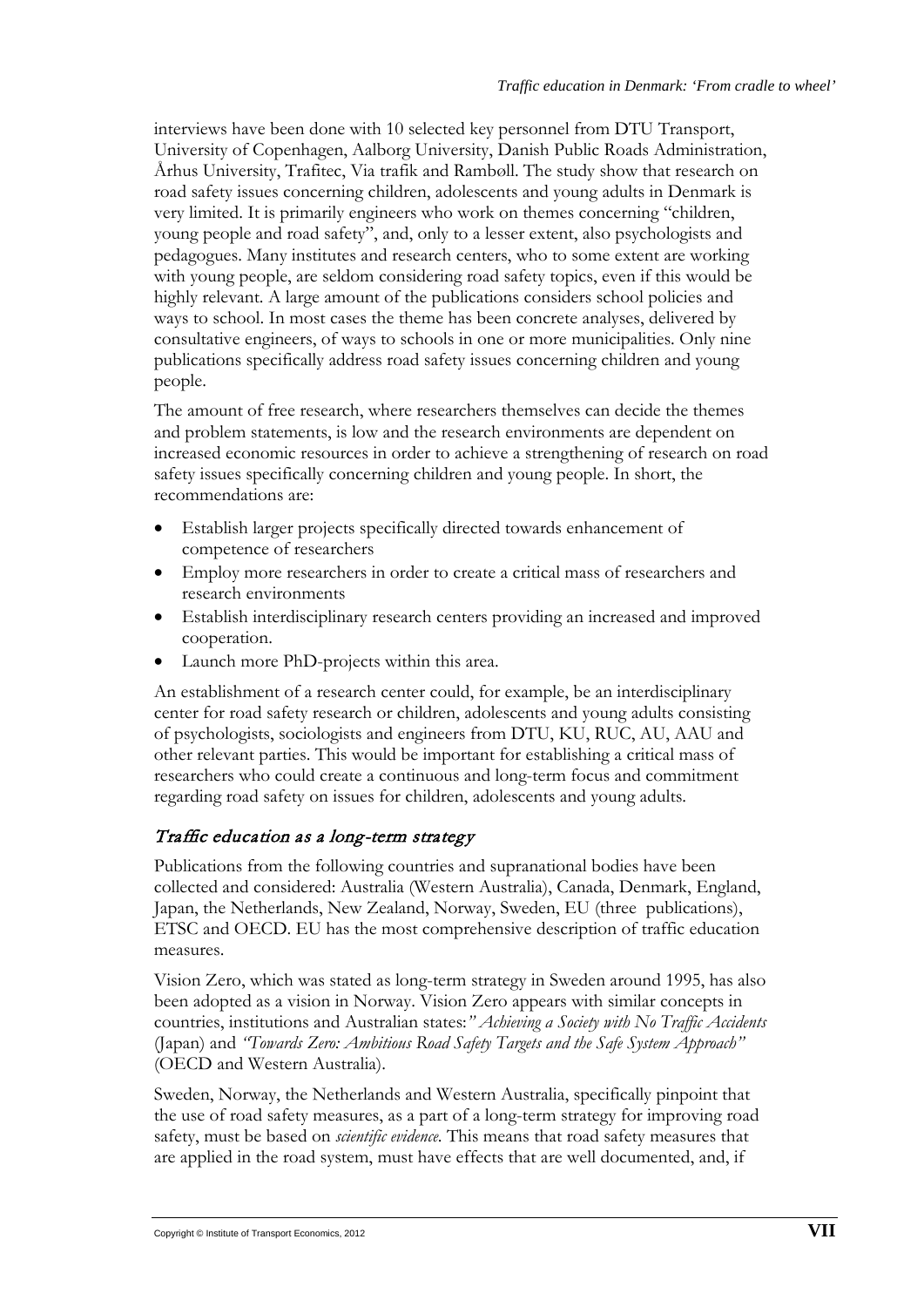interviews have been done with 10 selected key personnel from DTU Transport, University of Copenhagen, Aalborg University, Danish Public Roads Administration, Århus University, Trafitec, Via trafik and Rambøll. The study show that research on road safety issues concerning children, adolescents and young adults in Denmark is very limited. It is primarily engineers who work on themes concerning "children, young people and road safety", and, only to a lesser extent, also psychologists and pedagogues. Many institutes and research centers, who to some extent are working with young people, are seldom considering road safety topics, even if this would be highly relevant. A large amount of the publications considers school policies and ways to school. In most cases the theme has been concrete analyses, delivered by consultative engineers, of ways to schools in one or more municipalities. Only nine publications specifically address road safety issues concerning children and young people.

The amount of free research, where researchers themselves can decide the themes and problem statements, is low and the research environments are dependent on increased economic resources in order to achieve a strengthening of research on road safety issues specifically concerning children and young people. In short, the recommendations are:

- Establish larger projects specifically directed towards enhancement of competence of researchers
- Employ more researchers in order to create a critical mass of researchers and research environments
- Establish interdisciplinary research centers providing an increased and improved cooperation.
- Launch more PhD-projects within this area.

An establishment of a research center could, for example, be an interdisciplinary center for road safety research or children, adolescents and young adults consisting of psychologists, sociologists and engineers from DTU, KU, RUC, AU, AAU and other relevant parties. This would be important for establishing a critical mass of researchers who could create a continuous and long-term focus and commitment regarding road safety on issues for children, adolescents and young adults.

## *Traffic education as a long-term strategy*

Publications from the following countries and supranational bodies have been collected and considered: Australia (Western Australia), Canada, Denmark, England, Japan, the Netherlands, New Zealand, Norway, Sweden, EU (three publications), ETSC and OECD. EU has the most comprehensive description of traffic education measures.

Vision Zero, which was stated as long-term strategy in Sweden around 1995, has also been adopted as a vision in Norway. Vision Zero appears with similar concepts in countries, institutions and Australian states:*" Achieving a Society with No Traffic Accidents* (Japan) and *"Towards Zero: Ambitious Road Safety Targets and the Safe System Approach"* (OECD and Western Australia).

Sweden, Norway, the Netherlands and Western Australia, specifically pinpoint that the use of road safety measures, as a part of a long-term strategy for improving road safety, must be based on *scientific evidence*. This means that road safety measures that are applied in the road system, must have effects that are well documented, and, if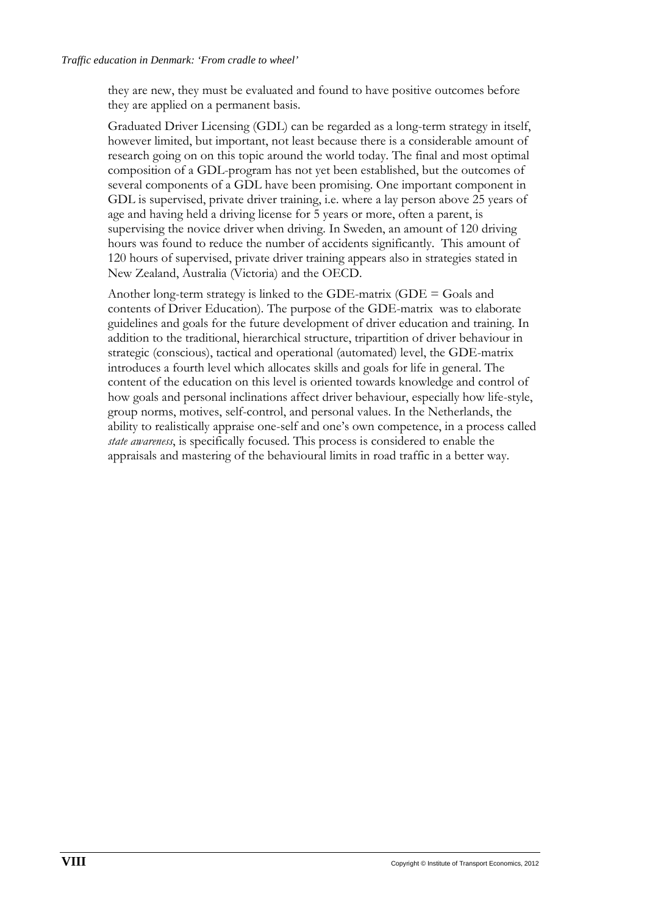they are new, they must be evaluated and found to have positive outcomes before they are applied on a permanent basis.

Graduated Driver Licensing (GDL) can be regarded as a long-term strategy in itself, however limited, but important, not least because there is a considerable amount of research going on on this topic around the world today. The final and most optimal composition of a GDL-program has not yet been established, but the outcomes of several components of a GDL have been promising. One important component in GDL is supervised, private driver training, i.e. where a lay person above 25 years of age and having held a driving license for 5 years or more, often a parent, is supervising the novice driver when driving. In Sweden, an amount of 120 driving hours was found to reduce the number of accidents significantly. This amount of 120 hours of supervised, private driver training appears also in strategies stated in New Zealand, Australia (Victoria) and the OECD.

Another long-term strategy is linked to the GDE-matrix (GDE = Goals and contents of Driver Education). The purpose of the GDE-matrix was to elaborate guidelines and goals for the future development of driver education and training. In addition to the traditional, hierarchical structure, tripartition of driver behaviour in strategic (conscious), tactical and operational (automated) level, the GDE-matrix introduces a fourth level which allocates skills and goals for life in general. The content of the education on this level is oriented towards knowledge and control of how goals and personal inclinations affect driver behaviour, especially how life-style, group norms, motives, self-control, and personal values. In the Netherlands, the ability to realistically appraise one-self and one's own competence, in a process called *state awareness*, is specifically focused. This process is considered to enable the appraisals and mastering of the behavioural limits in road traffic in a better way.